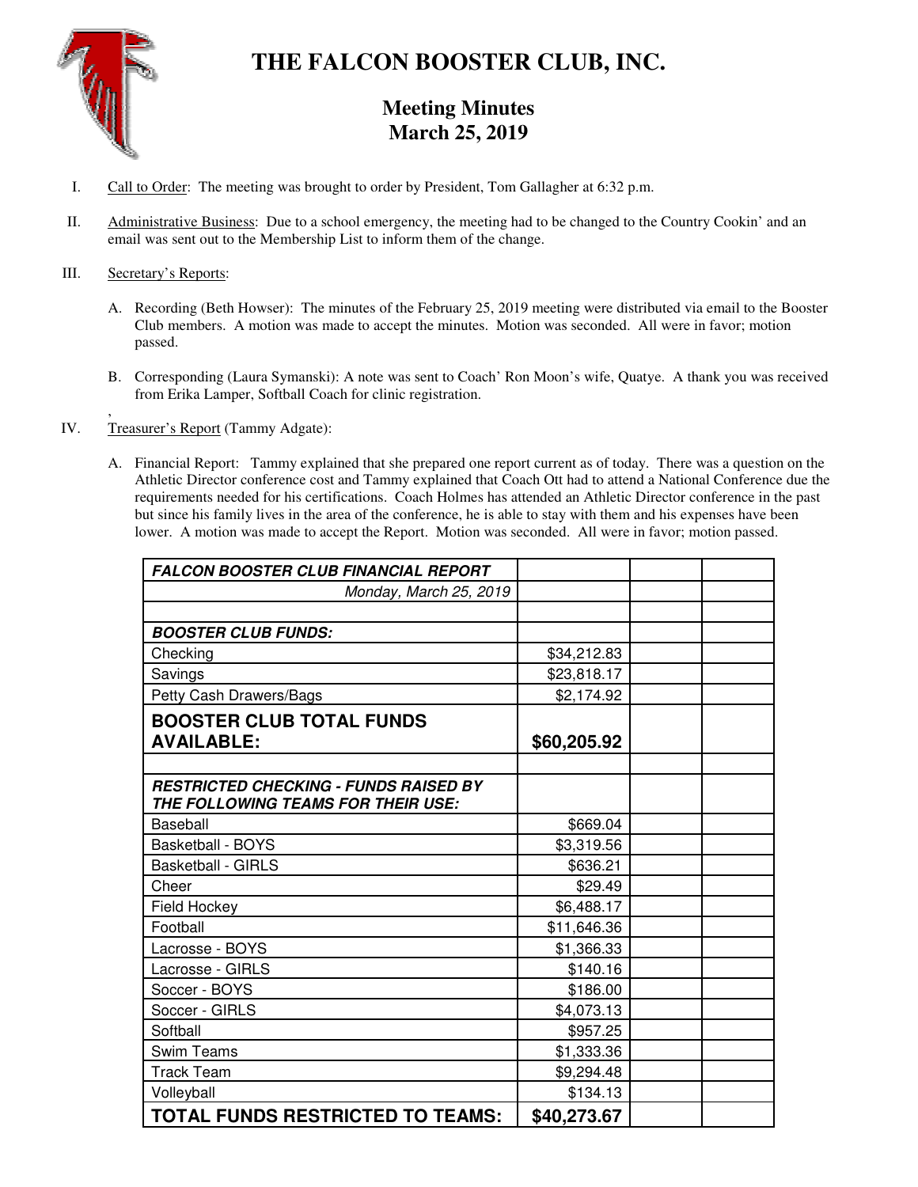# THE FALCON BOOSTER CLUB, INC.

## Meeting Minutes
## March 25, 2019

I. Call to Order: The meeting was brought to order by President, Tom Gallagher at 6:32 p.m.

II. Administrative Business: Due to a school emergency, the meeting had to be changed to the Country Cookin' and an email was sent out to the Membership List to inform them of the change.

III. Secretary's Reports:

A. Recording (Beth Howser): The minutes of the February 25, 2019 meeting were distributed via email to the Booster Club members. A motion was made to accept the minutes. Motion was seconded. All were in favor; motion passed.

B. Corresponding (Laura Symanski): A note was sent to Coach' Ron Moon's wife, Quatye. A thank you was received from Erika Lamper, Softball Coach for clinic registration.

IV. Treasurer's Report (Tammy Adgate):

A. Financial Report: Tammy explained that she prepared one report current as of today. There was a question on the Athletic Director conference cost and Tammy explained that Coach Ott had to attend a National Conference due the requirements needed for his certifications. Coach Holmes has attended an Athletic Director conference in the past but since his family lives in the area of the conference, he is able to stay with them and his expenses have been lower. A motion was made to accept the Report. Motion was seconded. All were in favor; motion passed.

| ***FALCON BOOSTER CLUB FINANCIAL REPORT*** | | | |
|---|---|---|---|
| *Monday, March 25, 2019* | | | |
| | | | |
| ***BOOSTER CLUB FUNDS:*** | | | |
| Checking | $34,212.83 | | |
| Savings | $23,818.17 | | |
| Petty Cash Drawers/Bags | $2,174.92 | | |
| **BOOSTER CLUB TOTAL FUNDS AVAILABLE:** | **$60,205.92** | | |
| | | | |
| ***RESTRICTED CHECKING - FUNDS RAISED BY THE FOLLOWING TEAMS FOR THEIR USE:*** | | | |
| Baseball | $669.04 | | |
| Basketball - BOYS | $3,319.56 | | |
| Basketball - GIRLS | $636.21 | | |
| Cheer | $29.49 | | |
| Field Hockey | $6,488.17 | | |
| Football | $11,646.36 | | |
| Lacrosse - BOYS | $1,366.33 | | |
| Lacrosse - GIRLS | $140.16 | | |
| Soccer - BOYS | $186.00 | | |
| Soccer - GIRLS | $4,073.13 | | |
| Softball | $957.25 | | |
| Swim Teams | $1,333.36 | | |
| Track Team | $9,294.48 | | |
| Volleyball | $134.13 | | |
| **TOTAL FUNDS RESTRICTED TO TEAMS:** | **$40,273.67** | | |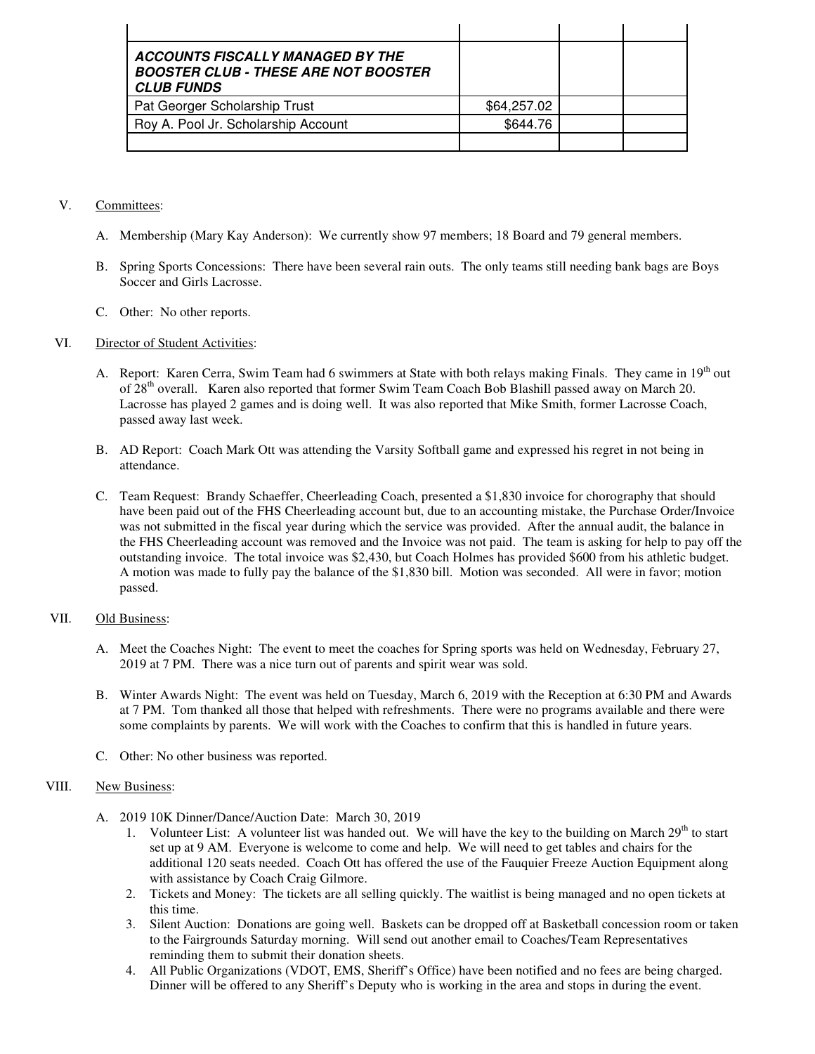| | | | |
|---|---|---|---|
| | | | |
| ***ACCOUNTS FISCALLY MANAGED BY THE BOOSTER CLUB - THESE ARE NOT BOOSTER CLUB FUNDS*** | | | |
| Pat Georger Scholarship Trust | $64,257.02 | | |
| Roy A. Pool Jr. Scholarship Account | $644.76 | | |
| | | | |

V. Committees:

A. Membership (Mary Kay Anderson): We currently show 97 members; 18 Board and 79 general members.

B. Spring Sports Concessions: There have been several rain outs. The only teams still needing bank bags are Boys Soccer and Girls Lacrosse.

C. Other: No other reports.

VI. Director of Student Activities:

A. Report: Karen Cerra, Swim Team had 6 swimmers at State with both relays making Finals. They came in 19th out of 28th overall. Karen also reported that former Swim Team Coach Bob Blashill passed away on March 20. Lacrosse has played 2 games and is doing well. It was also reported that Mike Smith, former Lacrosse Coach, passed away last week.

B. AD Report: Coach Mark Ott was attending the Varsity Softball game and expressed his regret in not being in attendance.

C. Team Request: Brandy Schaeffer, Cheerleading Coach, presented a $1,830 invoice for chorography that should have been paid out of the FHS Cheerleading account but, due to an accounting mistake, the Purchase Order/Invoice was not submitted in the fiscal year during which the service was provided. After the annual audit, the balance in the FHS Cheerleading account was removed and the Invoice was not paid. The team is asking for help to pay off the outstanding invoice. The total invoice was $2,430, but Coach Holmes has provided $600 from his athletic budget. A motion was made to fully pay the balance of the $1,830 bill. Motion was seconded. All were in favor; motion passed.

VII. Old Business:

A. Meet the Coaches Night: The event to meet the coaches for Spring sports was held on Wednesday, February 27, 2019 at 7 PM. There was a nice turn out of parents and spirit wear was sold.

B. Winter Awards Night: The event was held on Tuesday, March 6, 2019 with the Reception at 6:30 PM and Awards at 7 PM. Tom thanked all those that helped with refreshments. There were no programs available and there were some complaints by parents. We will work with the Coaches to confirm that this is handled in future years.

C. Other: No other business was reported.

VIII. New Business:

A. 2019 10K Dinner/Dance/Auction Date: March 30, 2019
   1. Volunteer List: A volunteer list was handed out. We will have the key to the building on March 29th to start set up at 9 AM. Everyone is welcome to come and help. We will need to get tables and chairs for the additional 120 seats needed. Coach Ott has offered the use of the Fauquier Freeze Auction Equipment along with assistance by Coach Craig Gilmore.
   2. Tickets and Money: The tickets are all selling quickly. The waitlist is being managed and no open tickets at this time.
   3. Silent Auction: Donations are going well. Baskets can be dropped off at Basketball concession room or taken to the Fairgrounds Saturday morning. Will send out another email to Coaches/Team Representatives reminding them to submit their donation sheets.
   4. All Public Organizations (VDOT, EMS, Sheriff's Office) have been notified and no fees are being charged. Dinner will be offered to any Sheriff's Deputy who is working in the area and stops in during the event.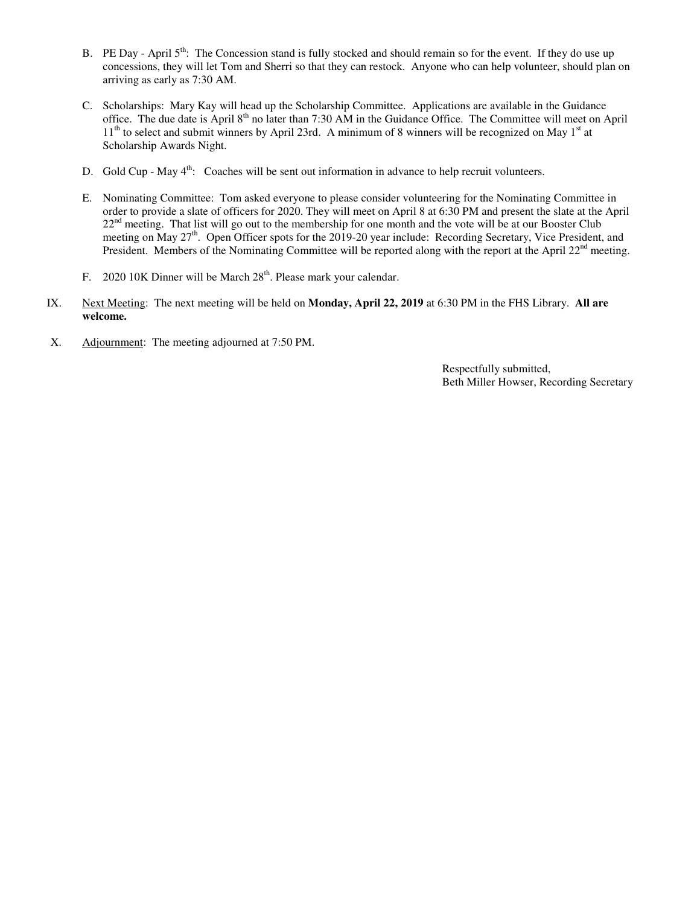B. PE Day - April 5th: The Concession stand is fully stocked and should remain so for the event. If they do use up concessions, they will let Tom and Sherri so that they can restock. Anyone who can help volunteer, should plan on arriving as early as 7:30 AM.

C. Scholarships: Mary Kay will head up the Scholarship Committee. Applications are available in the Guidance office. The due date is April 8th no later than 7:30 AM in the Guidance Office. The Committee will meet on April 11th to select and submit winners by April 23rd. A minimum of 8 winners will be recognized on May 1st at Scholarship Awards Night.

D. Gold Cup - May 4th: Coaches will be sent out information in advance to help recruit volunteers.

E. Nominating Committee: Tom asked everyone to please consider volunteering for the Nominating Committee in order to provide a slate of officers for 2020. They will meet on April 8 at 6:30 PM and present the slate at the April 22nd meeting. That list will go out to the membership for one month and the vote will be at our Booster Club meeting on May 27th. Open Officer spots for the 2019-20 year include: Recording Secretary, Vice President, and President. Members of the Nominating Committee will be reported along with the report at the April 22nd meeting.

F. 2020 10K Dinner will be March 28th. Please mark your calendar.

IX. Next Meeting: The next meeting will be held on **Monday, April 22, 2019** at 6:30 PM in the FHS Library. **All are welcome.**

X. Adjournment: The meeting adjourned at 7:50 PM.

Respectfully submitted,
Beth Miller Howser, Recording Secretary